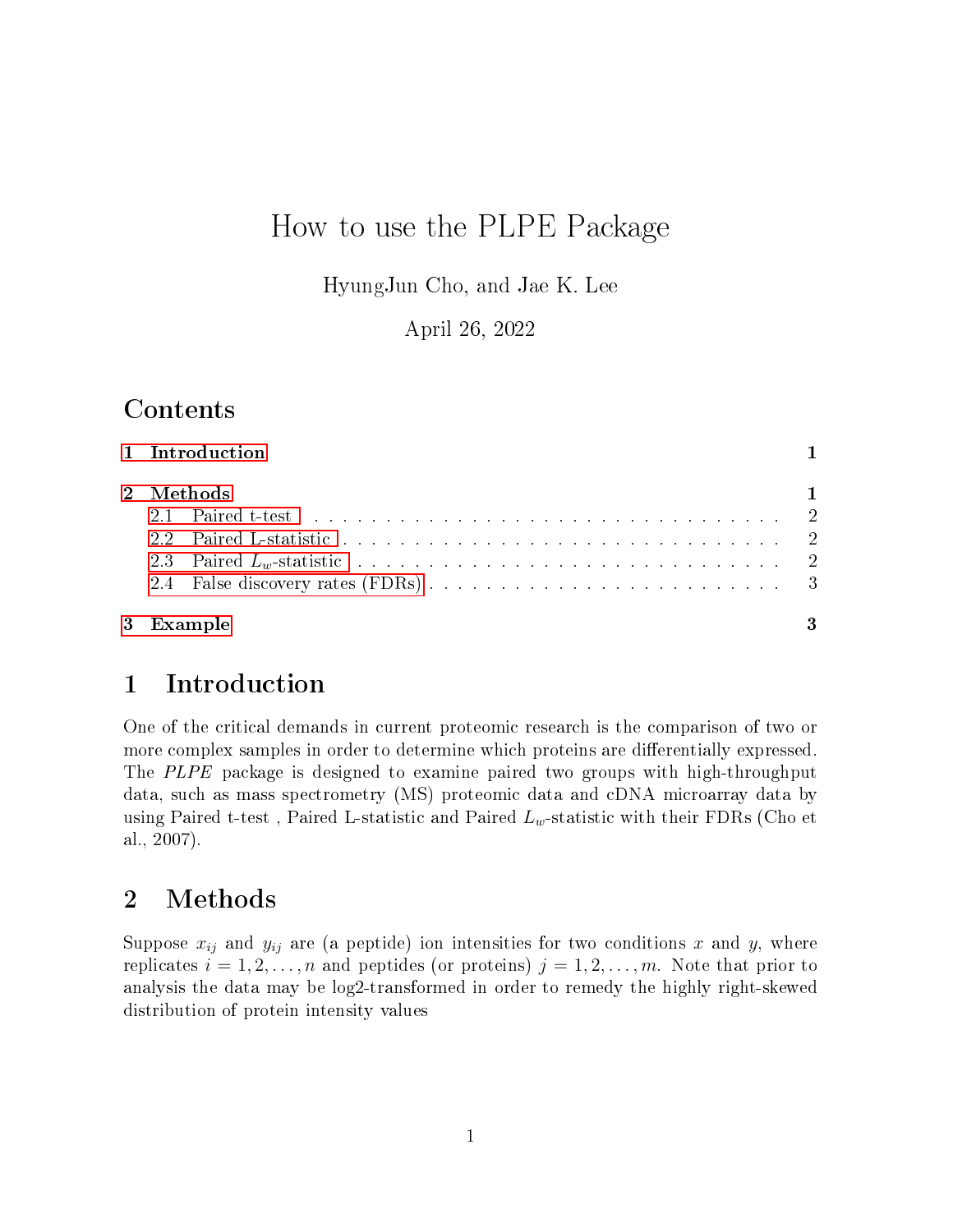# How to use the PLPE Package

HyungJun Cho, and Jae K. Lee

April 26, 2022

## Contents

1 Introduction ... 1

2 Methods ... 1
- 2.1 Paired t-test ... 2
- 2.2 Paired L-statistic ... 2
- 2.3 Paired $L_w$-statistic ... 2
- 2.4 False discovery rates (FDRs) ... 3

3 Example ... 3

## 1 Introduction

One of the critical demands in current proteomic research is the comparison of two or more complex samples in order to determine which proteins are differentially expressed. The *PLPE* package is designed to examine paired two groups with high-throughput data, such as mass spectrometry (MS) proteomic data and cDNA microarray data by using Paired t-test , Paired L-statistic and Paired $L_w$-statistic with their FDRs (Cho et al., 2007).

## 2 Methods

Suppose $x_{ij}$ and $y_{ij}$ are (a peptide) ion intensities for two conditions $x$ and $y$, where replicates $i = 1, 2, \ldots, n$ and peptides (or proteins) $j = 1, 2, \ldots, m$. Note that prior to analysis the data may be log2-transformed in order to remedy the highly right-skewed distribution of protein intensity values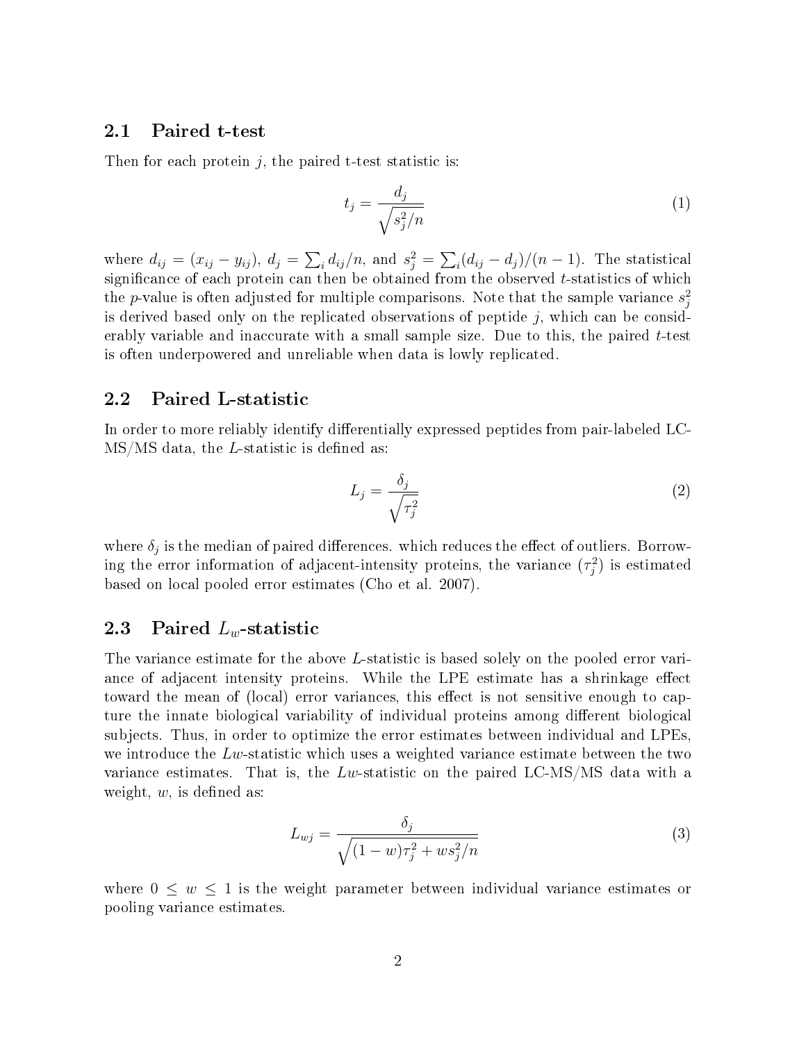## 2.1 Paired t-test

Then for each protein $j$, the paired t-test statistic is:

$$t_j = \frac{d_j}{\sqrt{s_j^2/n}} \tag{1}$$

where $d_{ij} = (x_{ij} - y_{ij})$, $d_j = \sum_i d_{ij}/n$, and $s_j^2 = \sum_i (d_{ij} - d_j)/(n-1)$. The statistical significance of each protein can then be obtained from the observed $t$-statistics of which the $p$-value is often adjusted for multiple comparisons. Note that the sample variance $s_j^2$ is derived based only on the replicated observations of peptide $j$, which can be considerably variable and inaccurate with a small sample size. Due to this, the paired $t$-test is often underpowered and unreliable when data is lowly replicated.

## 2.2 Paired L-statistic

In order to more reliably identify differentially expressed peptides from pair-labeled LC-MS/MS data, the $L$-statistic is defined as:

$$L_j = \frac{\delta_j}{\sqrt{\tau_j^2}} \tag{2}$$

where $\delta_j$ is the median of paired differences. which reduces the effect of outliers. Borrowing the error information of adjacent-intensity proteins, the variance ($\tau_j^2$) is estimated based on local pooled error estimates (Cho et al. 2007).

## 2.3 Paired $L_w$-statistic

The variance estimate for the above $L$-statistic is based solely on the pooled error variance of adjacent intensity proteins. While the LPE estimate has a shrinkage effect toward the mean of (local) error variances, this effect is not sensitive enough to capture the innate biological variability of individual proteins among different biological subjects. Thus, in order to optimize the error estimates between individual and LPEs, we introduce the $Lw$-statistic which uses a weighted variance estimate between the two variance estimates. That is, the $Lw$-statistic on the paired LC-MS/MS data with a weight, $w$, is defined as:

$$L_{wj} = \frac{\delta_j}{\sqrt{(1-w)\tau_j^2 + w s_j^2/n}} \tag{3}$$

where $0 \leq w \leq 1$ is the weight parameter between individual variance estimates or pooling variance estimates.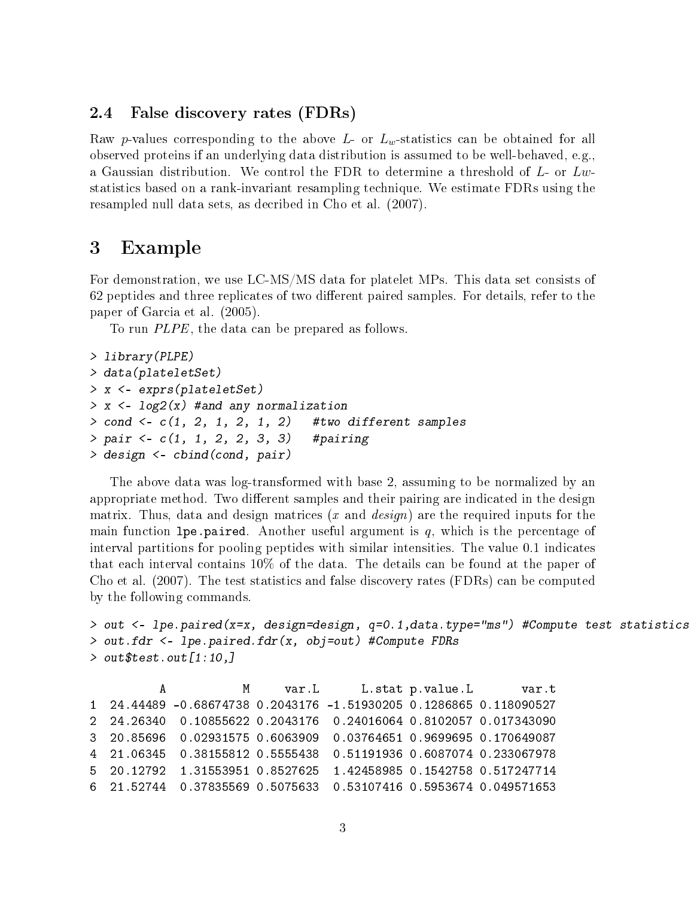### 2.4 False discovery rates (FDRs)

Raw $p$-values corresponding to the above $L$- or $L_w$-statistics can be obtained for all observed proteins if an underlying data distribution is assumed to be well-behaved, e.g., a Gaussian distribution. We control the FDR to determine a threshold of $L$- or $Lw$-statistics based on a rank-invariant resampling technique. We estimate FDRs using the resampled null data sets, as decribed in Cho et al. (2007).

## 3 Example

For demonstration, we use LC-MS/MS data for platelet MPs. This data set consists of 62 peptides and three replicates of two different paired samples. For details, refer to the paper of Garcia et al. (2005).

To run *PLPE*, the data can be prepared as follows.

```
> library(PLPE)
> data(plateletSet)
> x <- exprs(plateletSet)
> x <- log2(x) #and any normalization
> cond <- c(1, 2, 1, 2, 1, 2)   #two different samples
> pair <- c(1, 1, 2, 2, 3, 3)   #pairing
> design <- cbind(cond, pair)
```

The above data was log-transformed with base 2, assuming to be normalized by an appropriate method. Two different samples and their pairing are indicated in the design matrix. Thus, data and design matrices ($x$ and $design$) are the required inputs for the main function `lpe.paired`. Another useful argument is $q$, which is the percentage of interval partitions for pooling peptides with similar intensities. The value 0.1 indicates that each interval contains 10% of the data. The details can be found at the paper of Cho et al. (2007). The test statistics and false discovery rates (FDRs) can be computed by the following commands.

```
> out <- lpe.paired(x=x, design=design, q=0.1,data.type="ms") #Compute test statistics
> out.fdr <- lpe.paired.fdr(x, obj=out) #Compute FDRs
> out$test.out[1:10,]

         A           M     var.L      L.stat p.value.L       var.t
1 24.44489 -0.68674738 0.2043176 -1.51930205 0.1286865 0.118090527
2 24.26340  0.10855622 0.2043176  0.24016064 0.8102057 0.017343090
3 20.85696  0.02931575 0.6063909  0.03764651 0.9699695 0.170649087
4 21.06345  0.38155812 0.5555438  0.51191936 0.6087074 0.233067978
5 20.12792  1.31553951 0.8527625  1.42458985 0.1542758 0.517247714
6 21.52744  0.37835569 0.5075633  0.53107416 0.5953674 0.049571653
```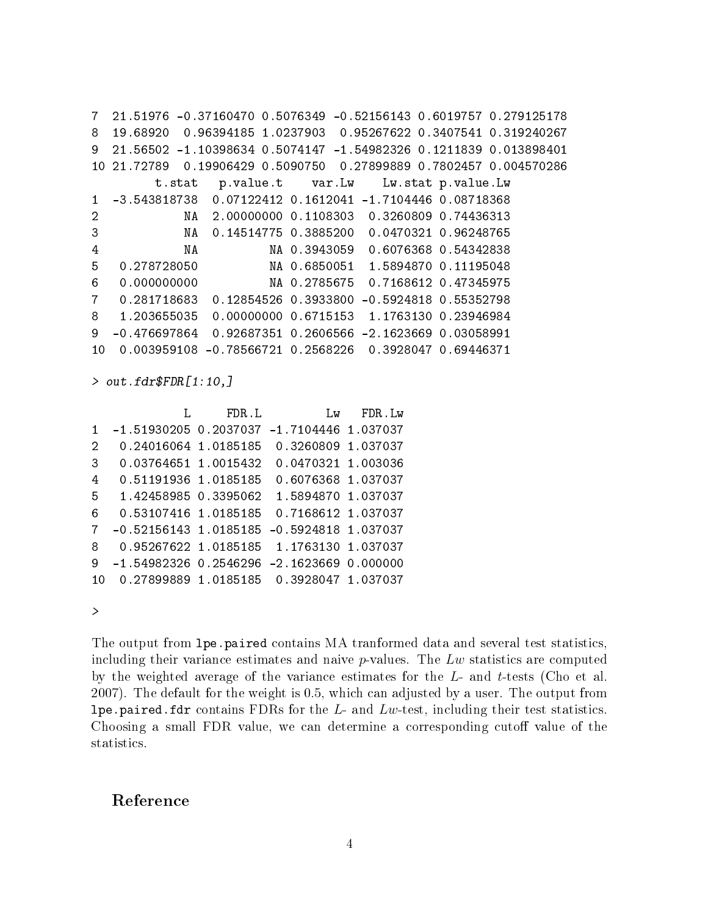```
7  21.51976 -0.37160470 0.5076349 -0.52156143 0.6019757 0.279125178
8  19.68920  0.96394185 1.0237903  0.95267622 0.3407541 0.319240267
9  21.56502 -1.10398634 0.5074147 -1.54982326 0.1211839 0.013898401
10 21.72789  0.19906429 0.5090750  0.27899889 0.7802457 0.004570286
         t.stat   p.value.t    var.Lw    Lw.stat p.value.Lw
1  -3.543818738  0.07122412 0.1612041 -1.7104446 0.08718368
2            NA  2.00000000 0.1108303  0.3260809 0.74436313
3            NA  0.14514775 0.3885200  0.0470321 0.96248765
4            NA          NA 0.3943059  0.6076368 0.54342838
5   0.278728050          NA 0.6850051  1.5894870 0.11195048
6   0.000000000          NA 0.2785675  0.7168612 0.47345975
7   0.281718683  0.12854526 0.3933800 -0.5924818 0.55352798
8   1.203655035  0.00000000 0.6715153  1.1763130 0.23946984
9  -0.476697864  0.92687351 0.2606566 -2.1623669 0.03058991
10  0.003959108 -0.78566721 0.2568226  0.3928047 0.69446371

> out.fdr$FDR[1:10,]

             L     FDR.L         Lw   FDR.Lw
1  -1.51930205 0.2037037 -1.7104446 1.037037
2   0.24016064 1.0185185  0.3260809 1.037037
3   0.03764651 1.0015432  0.0470321 1.003036
4   0.51191936 1.0185185  0.6076368 1.037037
5   1.42458985 0.3395062  1.5894870 1.037037
6   0.53107416 1.0185185  0.7168612 1.037037
7  -0.52156143 1.0185185 -0.5924818 1.037037
8   0.95267622 1.0185185  1.1763130 1.037037
9  -1.54982326 0.2546296 -2.1623669 0.000000
10  0.27899889 1.0185185  0.3928047 1.037037

>
```

The output from `lpe.paired` contains MA tranformed data and several test statistics, including their variance estimates and naive *p*-values. The *Lw* statistics are computed by the weighted average of the variance estimates for the *L*- and *t*-tests (Cho et al. 2007). The default for the weight is 0.5, which can adjusted by a user. The output from `lpe.paired.fdr` contains FDRs for the *L*- and *Lw*-test, including their test statistics. Choosing a small FDR value, we can determine a corresponding cutoff value of the statistics.

## Reference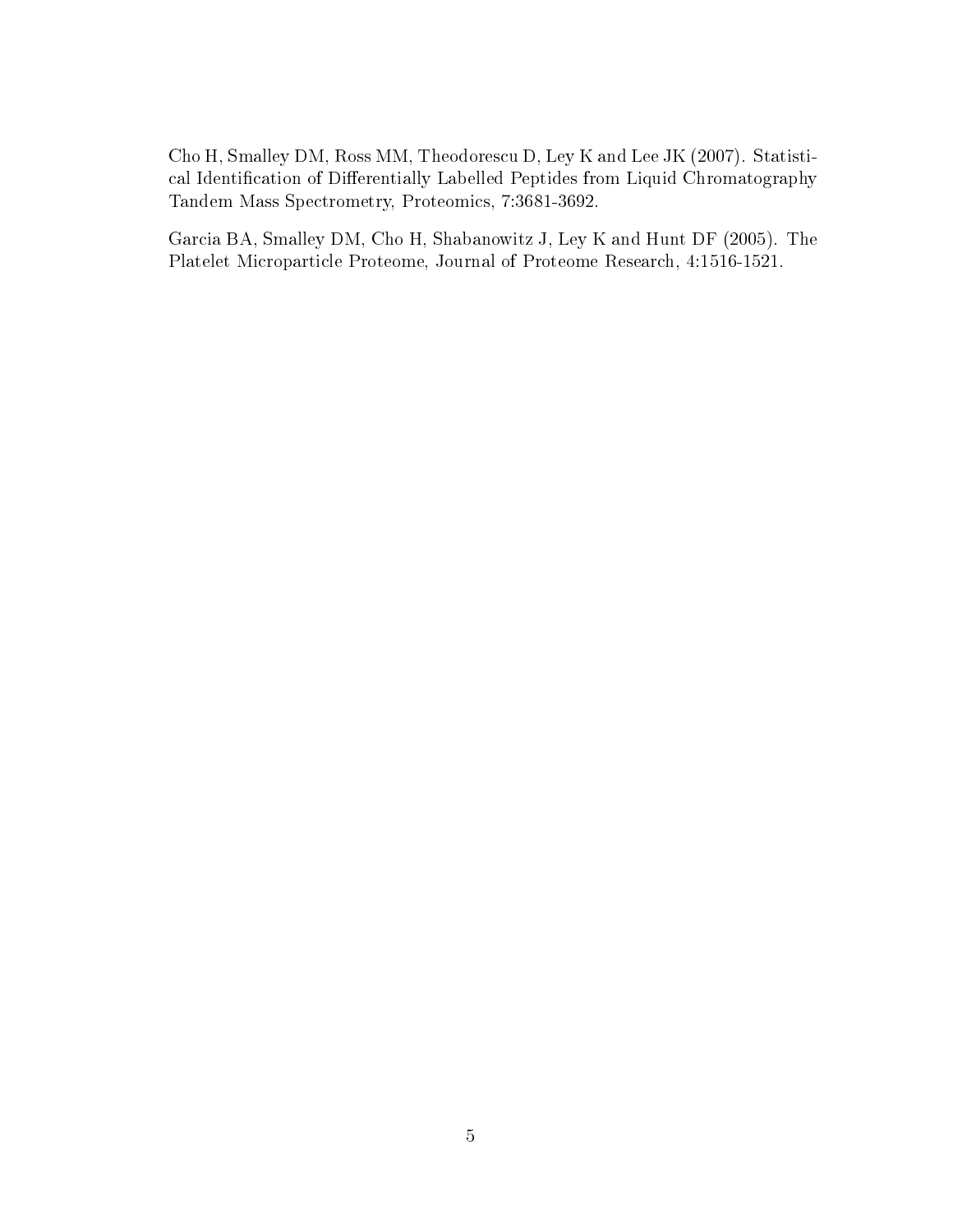Cho H, Smalley DM, Ross MM, Theodorescu D, Ley K and Lee JK (2007). Statistical Identification of Differentially Labelled Peptides from Liquid Chromatography Tandem Mass Spectrometry, Proteomics, 7:3681-3692.

Garcia BA, Smalley DM, Cho H, Shabanowitz J, Ley K and Hunt DF (2005). The Platelet Microparticle Proteome, Journal of Proteome Research, 4:1516-1521.